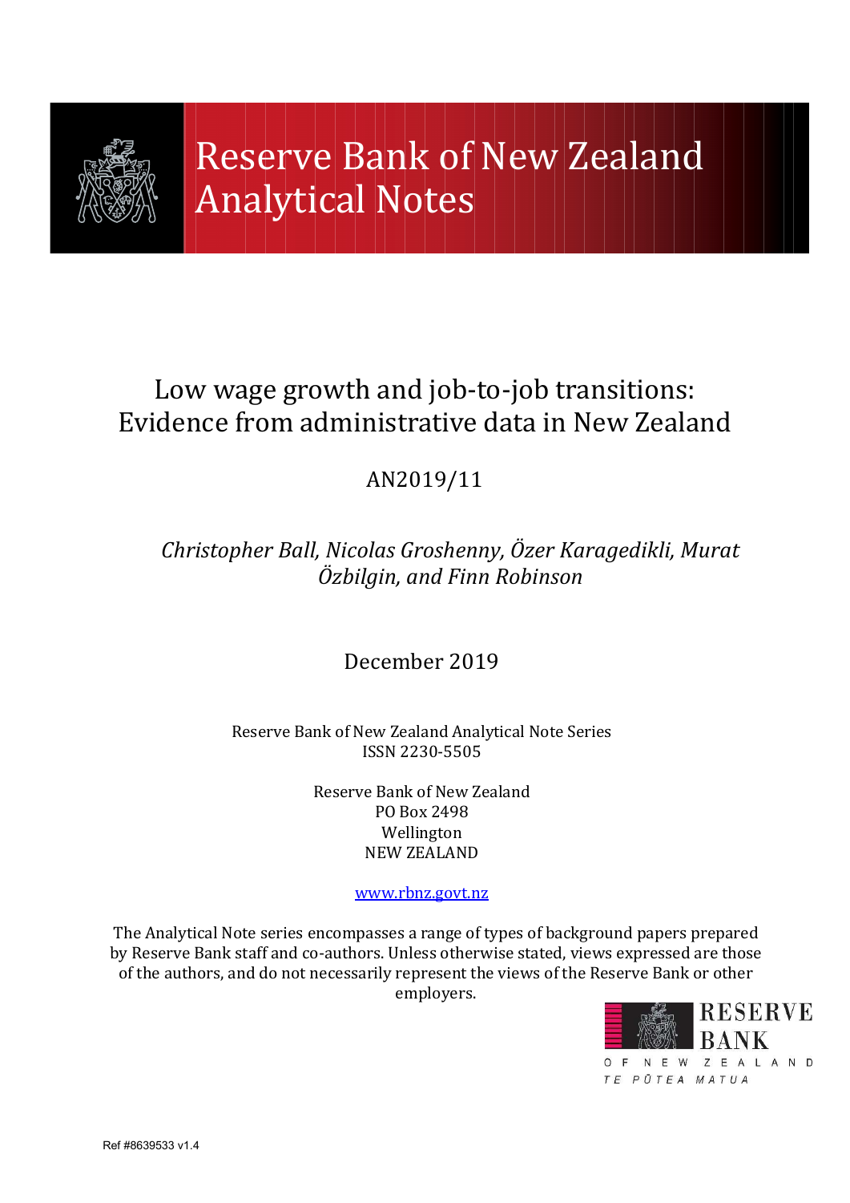# Reserve Bank of New Zealand Analytical Notes

## Low wage growth and job-to-job transitions: Evidence from administrative data in New Zealand

AN2019/11

*Christopher Ball, Nicolas Groshenny, Özer Karagedikli, Murat Özbilgin, and Finn Robinson*

December 2019

Reserve Bank of New Zealand Analytical Note Series
ISSN 2230-5505

Reserve Bank of New Zealand
PO Box 2498
Wellington
NEW ZEALAND

www.rbnz.govt.nz

The Analytical Note series encompasses a range of types of background papers prepared by Reserve Bank staff and co-authors. Unless otherwise stated, views expressed are those of the authors, and do not necessarily represent the views of the Reserve Bank or other employers.

RESERVE BANK
OF NEW ZEALAND
TE PŪTEA MATUA

Ref #8639533 v1.4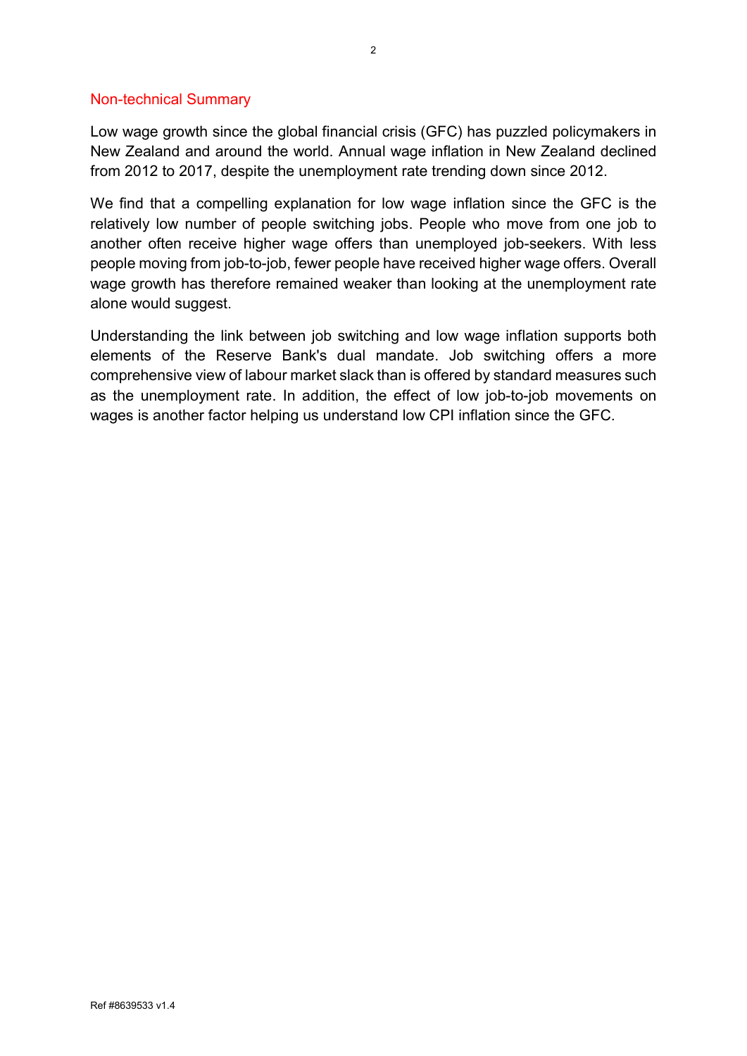## Non-technical Summary

Low wage growth since the global financial crisis (GFC) has puzzled policymakers in New Zealand and around the world. Annual wage inflation in New Zealand declined from 2012 to 2017, despite the unemployment rate trending down since 2012.

We find that a compelling explanation for low wage inflation since the GFC is the relatively low number of people switching jobs. People who move from one job to another often receive higher wage offers than unemployed job-seekers. With less people moving from job-to-job, fewer people have received higher wage offers. Overall wage growth has therefore remained weaker than looking at the unemployment rate alone would suggest.

Understanding the link between job switching and low wage inflation supports both elements of the Reserve Bank's dual mandate. Job switching offers a more comprehensive view of labour market slack than is offered by standard measures such as the unemployment rate. In addition, the effect of low job-to-job movements on wages is another factor helping us understand low CPI inflation since the GFC.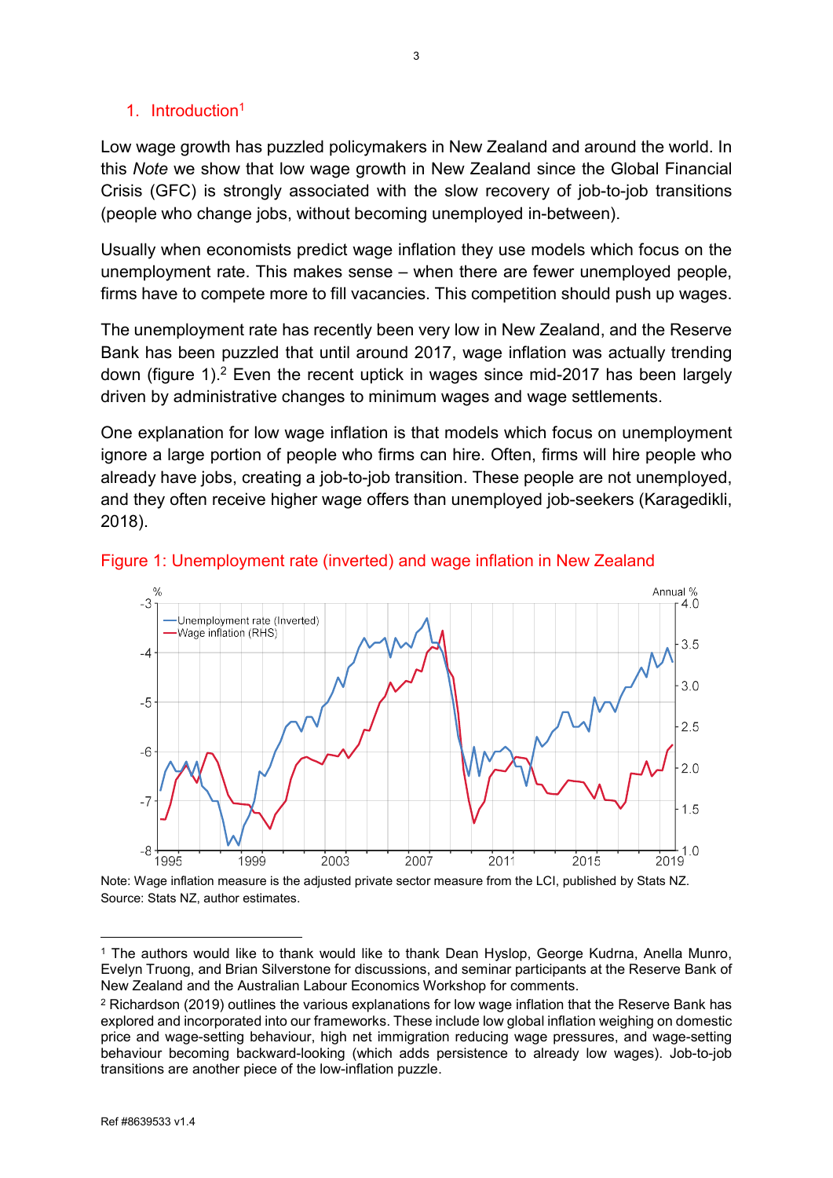## 1. Introduction[1]

Low wage growth has puzzled policymakers in New Zealand and around the world. In this *Note* we show that low wage growth in New Zealand since the Global Financial Crisis (GFC) is strongly associated with the slow recovery of job-to-job transitions (people who change jobs, without becoming unemployed in-between).

Usually when economists predict wage inflation they use models which focus on the unemployment rate. This makes sense – when there are fewer unemployed people, firms have to compete more to fill vacancies. This competition should push up wages.

The unemployment rate has recently been very low in New Zealand, and the Reserve Bank has been puzzled that until around 2017, wage inflation was actually trending down (figure 1).[2] Even the recent uptick in wages since mid-2017 has been largely driven by administrative changes to minimum wages and wage settlements.

One explanation for low wage inflation is that models which focus on unemployment ignore a large portion of people who firms can hire. Often, firms will hire people who already have jobs, creating a job-to-job transition. These people are not unemployed, and they often receive higher wage offers than unemployed job-seekers (Karagedikli, 2018).

Figure 1: Unemployment rate (inverted) and wage inflation in New Zealand

Note: Wage inflation measure is the adjusted private sector measure from the LCI, published by Stats NZ.
Source: Stats NZ, author estimates.

---

[1] The authors would like to thank would like to thank Dean Hyslop, George Kudrna, Anella Munro, Evelyn Truong, and Brian Silverstone for discussions, and seminar participants at the Reserve Bank of New Zealand and the Australian Labour Economics Workshop for comments.

[2] Richardson (2019) outlines the various explanations for low wage inflation that the Reserve Bank has explored and incorporated into our frameworks. These include low global inflation weighing on domestic price and wage-setting behaviour, high net immigration reducing wage pressures, and wage-setting behaviour becoming backward-looking (which adds persistence to already low wages). Job-to-job transitions are another piece of the low-inflation puzzle.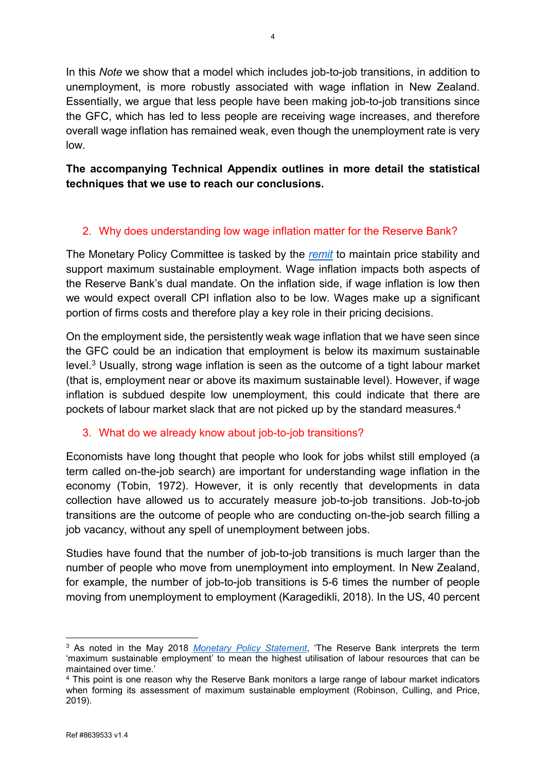In this *Note* we show that a model which includes job-to-job transitions, in addition to unemployment, is more robustly associated with wage inflation in New Zealand. Essentially, we argue that less people have been making job-to-job transitions since the GFC, which has led to less people are receiving wage increases, and therefore overall wage inflation has remained weak, even though the unemployment rate is very low.

**The accompanying Technical Appendix outlines in more detail the statistical techniques that we use to reach our conclusions.**

## 2. Why does understanding low wage inflation matter for the Reserve Bank?

The Monetary Policy Committee is tasked by the *remit* to maintain price stability and support maximum sustainable employment. Wage inflation impacts both aspects of the Reserve Bank's dual mandate. On the inflation side, if wage inflation is low then we would expect overall CPI inflation also to be low. Wages make up a significant portion of firms costs and therefore play a key role in their pricing decisions.

On the employment side, the persistently weak wage inflation that we have seen since the GFC could be an indication that employment is below its maximum sustainable level.[3] Usually, strong wage inflation is seen as the outcome of a tight labour market (that is, employment near or above its maximum sustainable level). However, if wage inflation is subdued despite low unemployment, this could indicate that there are pockets of labour market slack that are not picked up by the standard measures.[4]

## 3. What do we already know about job-to-job transitions?

Economists have long thought that people who look for jobs whilst still employed (a term called on-the-job search) are important for understanding wage inflation in the economy (Tobin, 1972). However, it is only recently that developments in data collection have allowed us to accurately measure job-to-job transitions. Job-to-job transitions are the outcome of people who are conducting on-the-job search filling a job vacancy, without any spell of unemployment between jobs.

Studies have found that the number of job-to-job transitions is much larger than the number of people who move from unemployment into employment. In New Zealand, for example, the number of job-to-job transitions is 5-6 times the number of people moving from unemployment to employment (Karagedikli, 2018). In the US, 40 percent

---

[3] As noted in the May 2018 *Monetary Policy Statement*, 'The Reserve Bank interprets the term 'maximum sustainable employment' to mean the highest utilisation of labour resources that can be maintained over time.'

[4] This point is one reason why the Reserve Bank monitors a large range of labour market indicators when forming its assessment of maximum sustainable employment (Robinson, Culling, and Price, 2019).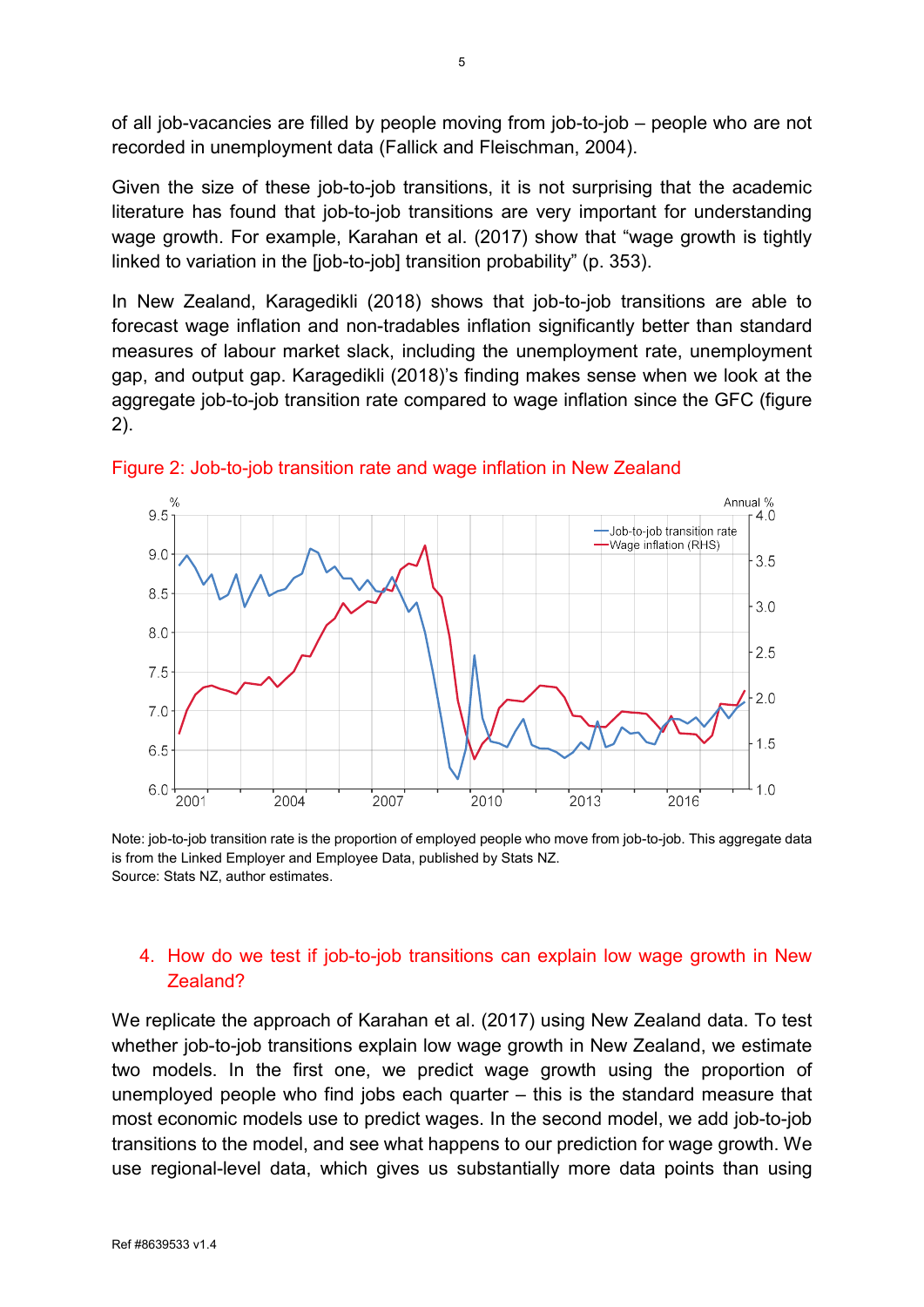of all job-vacancies are filled by people moving from job-to-job – people who are not recorded in unemployment data (Fallick and Fleischman, 2004).

Given the size of these job-to-job transitions, it is not surprising that the academic literature has found that job-to-job transitions are very important for understanding wage growth. For example, Karahan et al. (2017) show that "wage growth is tightly linked to variation in the [job-to-job] transition probability" (p. 353).

In New Zealand, Karagedikli (2018) shows that job-to-job transitions are able to forecast wage inflation and non-tradables inflation significantly better than standard measures of labour market slack, including the unemployment rate, unemployment gap, and output gap. Karagedikli (2018)'s finding makes sense when we look at the aggregate job-to-job transition rate compared to wage inflation since the GFC (figure 2).

Figure 2: Job-to-job transition rate and wage inflation in New Zealand

Note: job-to-job transition rate is the proportion of employed people who move from job-to-job. This aggregate data is from the Linked Employer and Employee Data, published by Stats NZ.
Source: Stats NZ, author estimates.

## 4. How do we test if job-to-job transitions can explain low wage growth in New Zealand?

We replicate the approach of Karahan et al. (2017) using New Zealand data. To test whether job-to-job transitions explain low wage growth in New Zealand, we estimate two models. In the first one, we predict wage growth using the proportion of unemployed people who find jobs each quarter – this is the standard measure that most economic models use to predict wages. In the second model, we add job-to-job transitions to the model, and see what happens to our prediction for wage growth. We use regional-level data, which gives us substantially more data points than using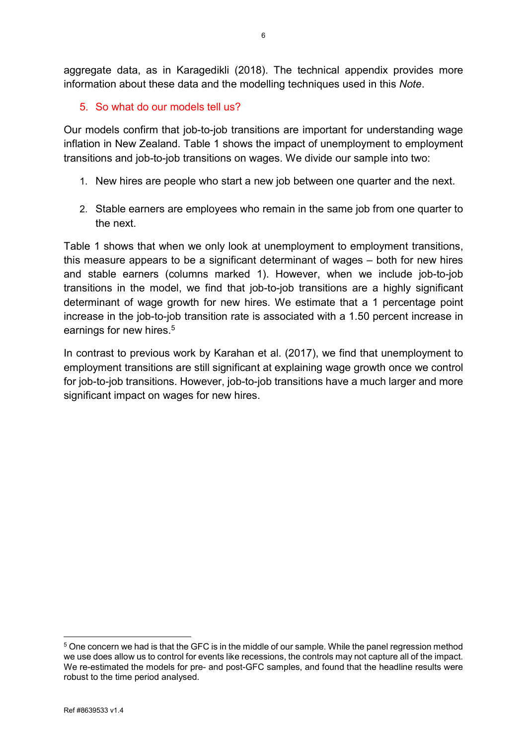aggregate data, as in Karagedikli (2018). The technical appendix provides more information about these data and the modelling techniques used in this *Note*.

## 5. So what do our models tell us?

Our models confirm that job-to-job transitions are important for understanding wage inflation in New Zealand. Table 1 shows the impact of unemployment to employment transitions and job-to-job transitions on wages. We divide our sample into two:

1. New hires are people who start a new job between one quarter and the next.
2. Stable earners are employees who remain in the same job from one quarter to the next.

Table 1 shows that when we only look at unemployment to employment transitions, this measure appears to be a significant determinant of wages – both for new hires and stable earners (columns marked 1). However, when we include job-to-job transitions in the model, we find that job-to-job transitions are a highly significant determinant of wage growth for new hires. We estimate that a 1 percentage point increase in the job-to-job transition rate is associated with a 1.50 percent increase in earnings for new hires.[5]

In contrast to previous work by Karahan et al. (2017), we find that unemployment to employment transitions are still significant at explaining wage growth once we control for job-to-job transitions. However, job-to-job transitions have a much larger and more significant impact on wages for new hires.

[5] One concern we had is that the GFC is in the middle of our sample. While the panel regression method we use does allow us to control for events like recessions, the controls may not capture all of the impact. We re-estimated the models for pre- and post-GFC samples, and found that the headline results were robust to the time period analysed.

Ref #8639533 v1.4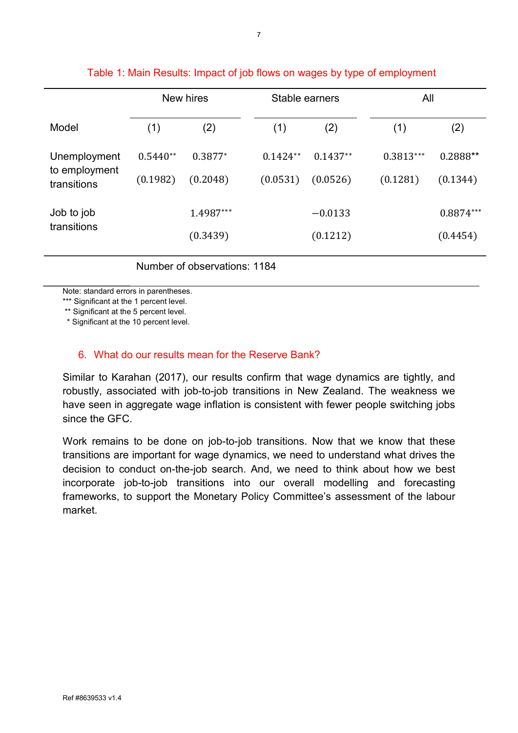Table 1: Main Results: Impact of job flows on wages by type of employment

| | New hires | | Stable earners | | All | |
|---|---|---|---|---|---|---|
| Model | (1) | (2) | (1) | (2) | (1) | (2) |
| Unemployment to employment transitions | 0.5440** | 0.3877* | 0.1424** | 0.1437** | 0.3813*** | 0.2888** |
| | (0.1982) | (0.2048) | (0.0531) | (0.0526) | (0.1281) | (0.1344) |
| Job to job transitions | | 1.4987*** | | −0.0133 | | 0.8874*** |
| | | (0.3439) | | (0.1212) | | (0.4454) |

Number of observations: 1184

Note: standard errors in parentheses.
*** Significant at the 1 percent level.
** Significant at the 5 percent level.
* Significant at the 10 percent level.

## 6. What do our results mean for the Reserve Bank?

Similar to Karahan (2017), our results confirm that wage dynamics are tightly, and robustly, associated with job-to-job transitions in New Zealand. The weakness we have seen in aggregate wage inflation is consistent with fewer people switching jobs since the GFC.

Work remains to be done on job-to-job transitions. Now that we know that these transitions are important for wage dynamics, we need to understand what drives the decision to conduct on-the-job search. And, we need to think about how we best incorporate job-to-job transitions into our overall modelling and forecasting frameworks, to support the Monetary Policy Committee's assessment of the labour market.

Ref #8639533 v1.4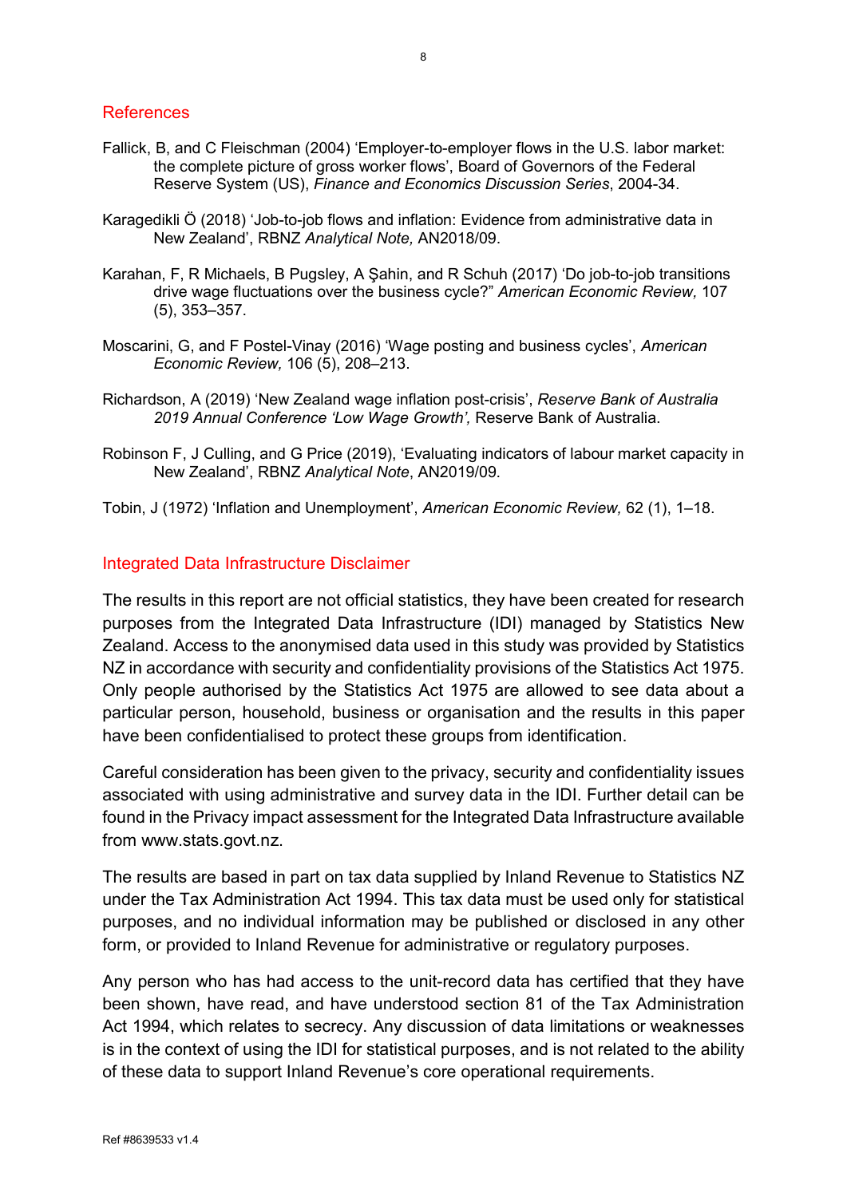## References

Fallick, B, and C Fleischman (2004) 'Employer-to-employer flows in the U.S. labor market: the complete picture of gross worker flows', Board of Governors of the Federal Reserve System (US), *Finance and Economics Discussion Series*, 2004-34.

Karagedikli Ö (2018) 'Job-to-job flows and inflation: Evidence from administrative data in New Zealand', RBNZ *Analytical Note,* AN2018/09.

Karahan, F, R Michaels, B Pugsley, A Şahin, and R Schuh (2017) 'Do job-to-job transitions drive wage fluctuations over the business cycle?" *American Economic Review,* 107 (5), 353–357.

Moscarini, G, and F Postel-Vinay (2016) 'Wage posting and business cycles', *American Economic Review,* 106 (5), 208–213.

Richardson, A (2019) 'New Zealand wage inflation post-crisis', *Reserve Bank of Australia 2019 Annual Conference 'Low Wage Growth',* Reserve Bank of Australia.

Robinson F, J Culling, and G Price (2019), 'Evaluating indicators of labour market capacity in New Zealand', RBNZ *Analytical Note*, AN2019/09.

Tobin, J (1972) 'Inflation and Unemployment', *American Economic Review,* 62 (1), 1–18.

## Integrated Data Infrastructure Disclaimer

The results in this report are not official statistics, they have been created for research purposes from the Integrated Data Infrastructure (IDI) managed by Statistics New Zealand. Access to the anonymised data used in this study was provided by Statistics NZ in accordance with security and confidentiality provisions of the Statistics Act 1975. Only people authorised by the Statistics Act 1975 are allowed to see data about a particular person, household, business or organisation and the results in this paper have been confidentialised to protect these groups from identification.

Careful consideration has been given to the privacy, security and confidentiality issues associated with using administrative and survey data in the IDI. Further detail can be found in the Privacy impact assessment for the Integrated Data Infrastructure available from www.stats.govt.nz.

The results are based in part on tax data supplied by Inland Revenue to Statistics NZ under the Tax Administration Act 1994. This tax data must be used only for statistical purposes, and no individual information may be published or disclosed in any other form, or provided to Inland Revenue for administrative or regulatory purposes.

Any person who has had access to the unit-record data has certified that they have been shown, have read, and have understood section 81 of the Tax Administration Act 1994, which relates to secrecy. Any discussion of data limitations or weaknesses is in the context of using the IDI for statistical purposes, and is not related to the ability of these data to support Inland Revenue's core operational requirements.